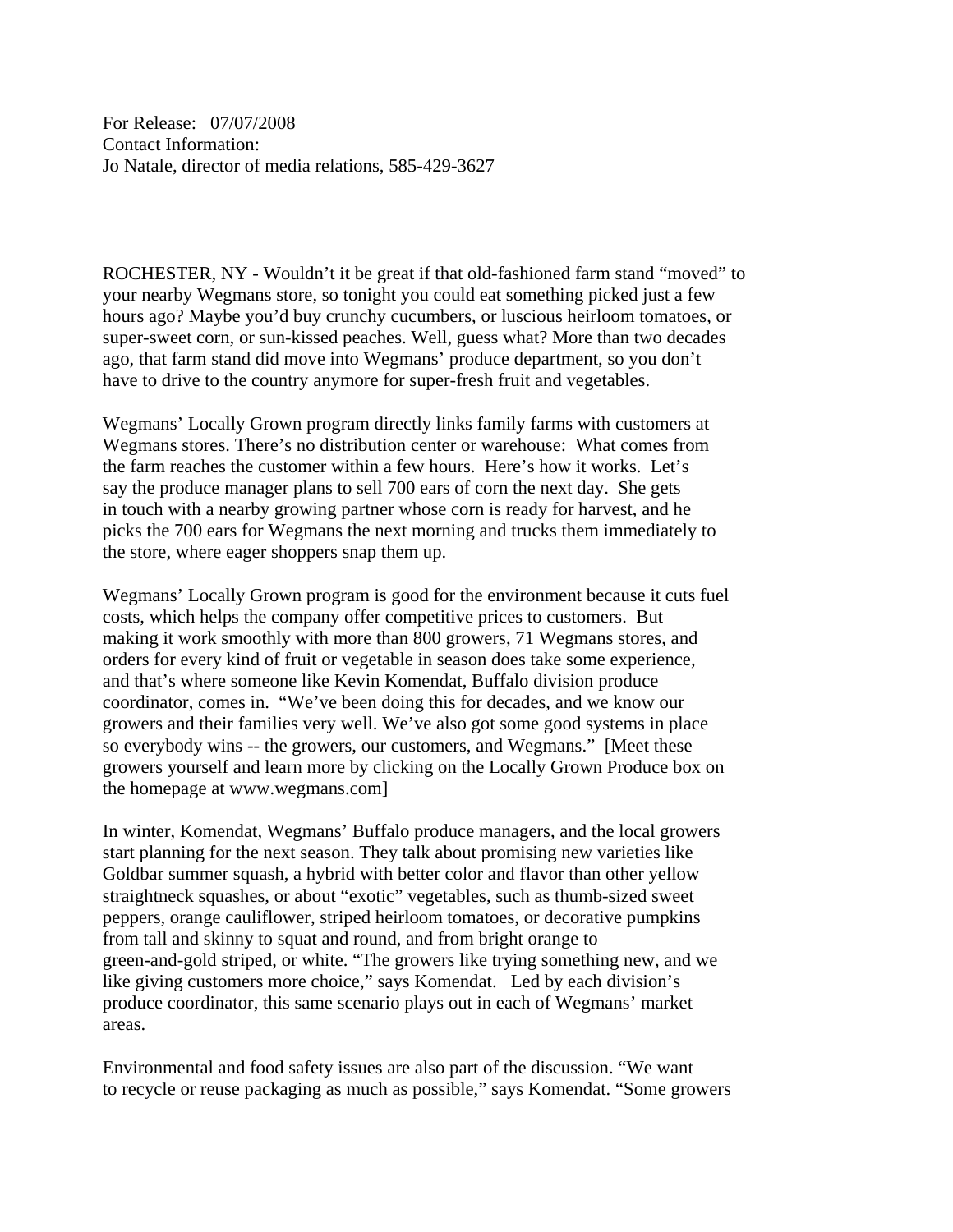For Release: 07/07/2008
Contact Information:
Jo Natale, director of media relations, 585-429-3627

ROCHESTER, NY - Wouldn't it be great if that old-fashioned farm stand "moved" to your nearby Wegmans store, so tonight you could eat something picked just a few hours ago? Maybe you'd buy crunchy cucumbers, or luscious heirloom tomatoes, or super-sweet corn, or sun-kissed peaches. Well, guess what? More than two decades ago, that farm stand did move into Wegmans' produce department, so you don't have to drive to the country anymore for super-fresh fruit and vegetables.

Wegmans' Locally Grown program directly links family farms with customers at Wegmans stores. There's no distribution center or warehouse: What comes from the farm reaches the customer within a few hours. Here's how it works. Let's say the produce manager plans to sell 700 ears of corn the next day. She gets in touch with a nearby growing partner whose corn is ready for harvest, and he picks the 700 ears for Wegmans the next morning and trucks them immediately to the store, where eager shoppers snap them up.

Wegmans' Locally Grown program is good for the environment because it cuts fuel costs, which helps the company offer competitive prices to customers. But making it work smoothly with more than 800 growers, 71 Wegmans stores, and orders for every kind of fruit or vegetable in season does take some experience, and that's where someone like Kevin Komendat, Buffalo division produce coordinator, comes in. "We've been doing this for decades, and we know our growers and their families very well. We've also got some good systems in place so everybody wins -- the growers, our customers, and Wegmans." [Meet these growers yourself and learn more by clicking on the Locally Grown Produce box on the homepage at www.wegmans.com]

In winter, Komendat, Wegmans' Buffalo produce managers, and the local growers start planning for the next season. They talk about promising new varieties like Goldbar summer squash, a hybrid with better color and flavor than other yellow straightneck squashes, or about "exotic" vegetables, such as thumb-sized sweet peppers, orange cauliflower, striped heirloom tomatoes, or decorative pumpkins from tall and skinny to squat and round, and from bright orange to green-and-gold striped, or white. "The growers like trying something new, and we like giving customers more choice," says Komendat. Led by each division's produce coordinator, this same scenario plays out in each of Wegmans' market areas.

Environmental and food safety issues are also part of the discussion. "We want to recycle or reuse packaging as much as possible," says Komendat. "Some growers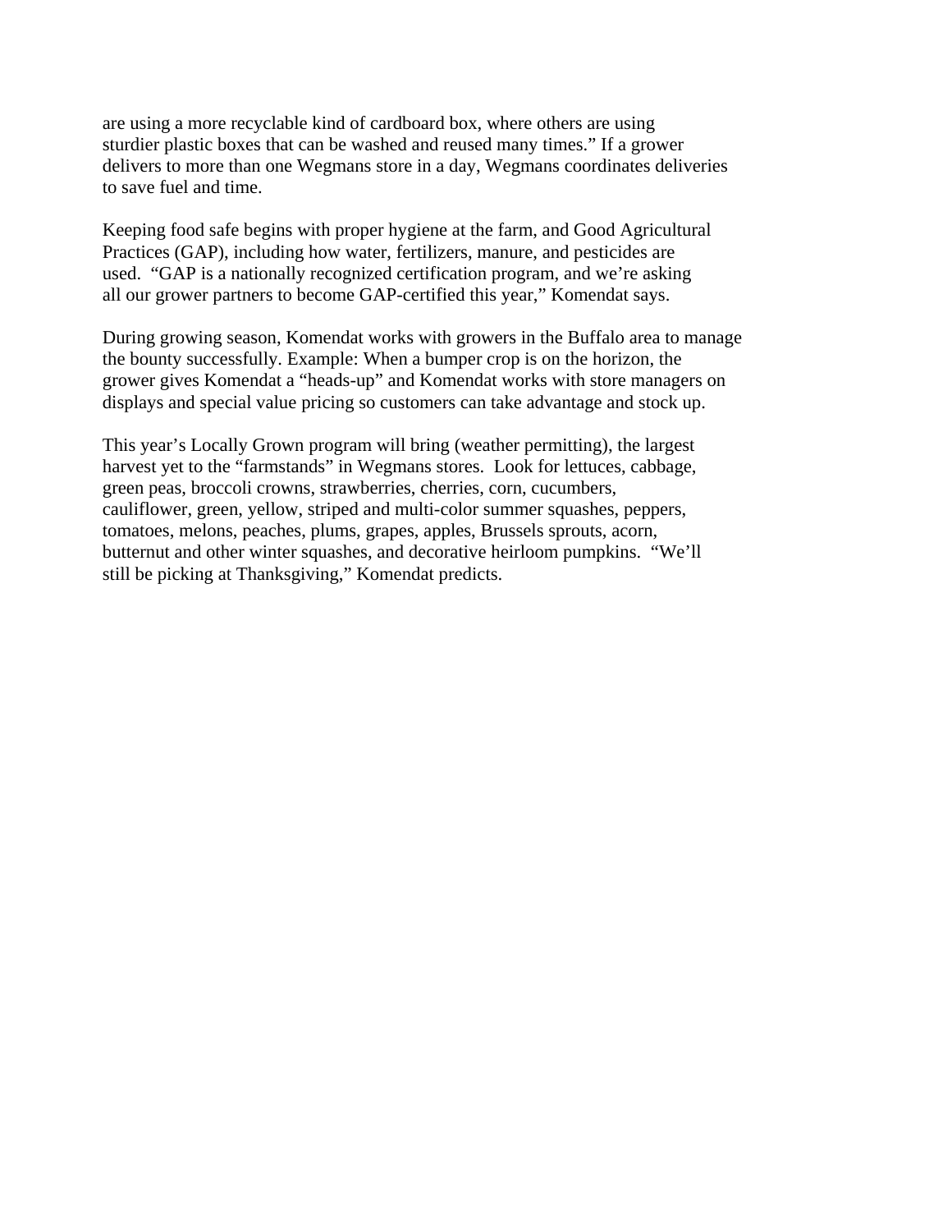are using a more recyclable kind of cardboard box, where others are using sturdier plastic boxes that can be washed and reused many times." If a grower delivers to more than one Wegmans store in a day, Wegmans coordinates deliveries to save fuel and time.

Keeping food safe begins with proper hygiene at the farm, and Good Agricultural Practices (GAP), including how water, fertilizers, manure, and pesticides are used. "GAP is a nationally recognized certification program, and we're asking all our grower partners to become GAP-certified this year," Komendat says.

During growing season, Komendat works with growers in the Buffalo area to manage the bounty successfully. Example: When a bumper crop is on the horizon, the grower gives Komendat a "heads-up" and Komendat works with store managers on displays and special value pricing so customers can take advantage and stock up.

This year's Locally Grown program will bring (weather permitting), the largest harvest yet to the "farmstands" in Wegmans stores. Look for lettuces, cabbage, green peas, broccoli crowns, strawberries, cherries, corn, cucumbers, cauliflower, green, yellow, striped and multi-color summer squashes, peppers, tomatoes, melons, peaches, plums, grapes, apples, Brussels sprouts, acorn, butternut and other winter squashes, and decorative heirloom pumpkins. "We'll still be picking at Thanksgiving," Komendat predicts.